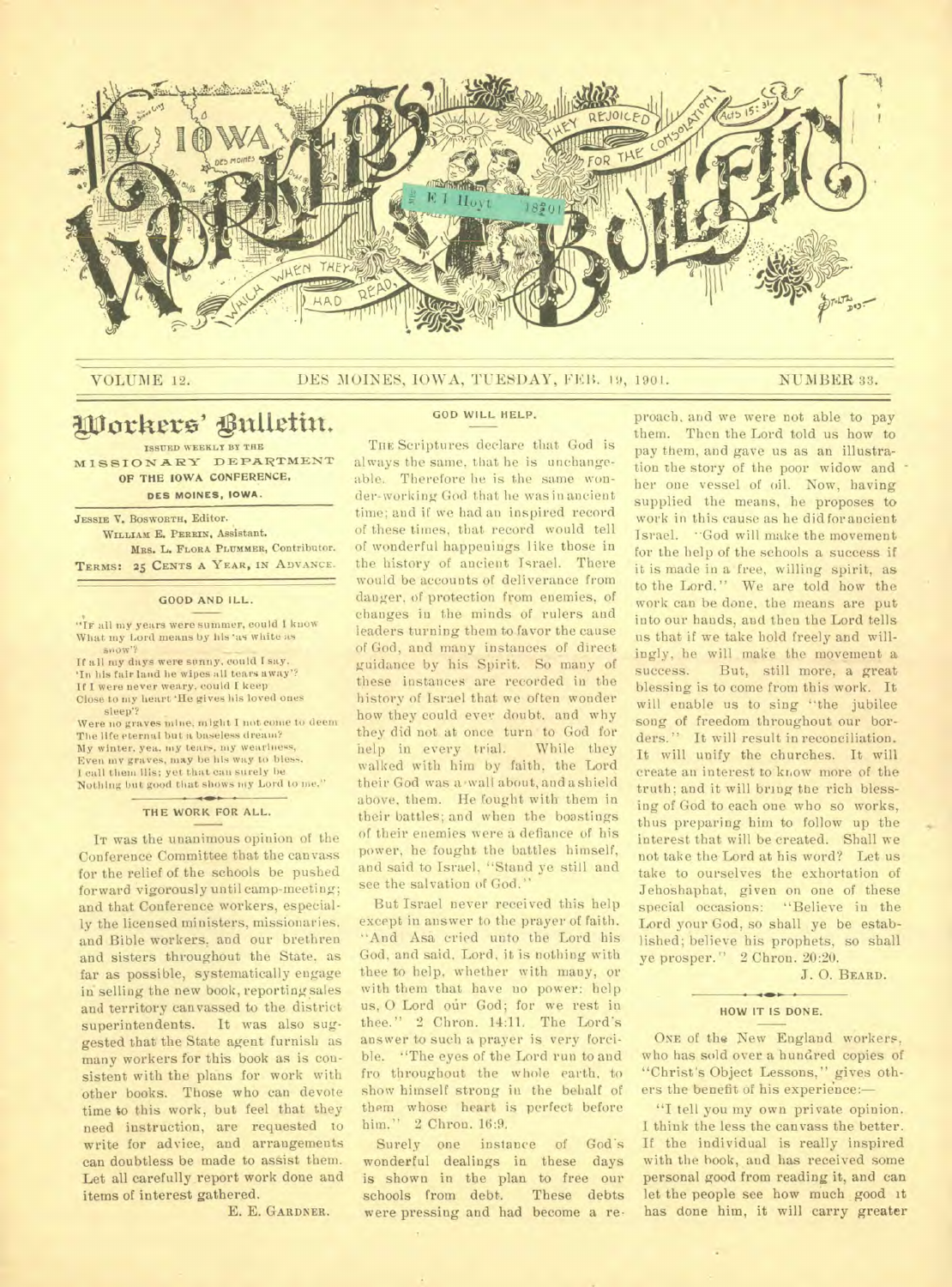# IOWA WORKERS' BULLETIN

VOLUME 12. DES MOINES, IOWA, TUESDAY, FEB. 19, 1901. NUMBER 33.

## Workers' Bulletin.

ISSUED WEEKLY BY THE MISSIONARY DEPARTMENT OF THE IOWA CONFERENCE, DES MOINES, IOWA.

JESSIE V. BOSWORTH, Editor.
WILLIAM E. PERRIN, Assistant.
MRS. L. FLORA PLUMMER, Contributor.

TERMS: 25 CENTS A YEAR, IN ADVANCE.

### GOOD AND ILL.

"IF all my years were summer, could I know
What my Lord means by his 'as white as snow'?
If all my days were sunny, could I say,
'In his fair land he wipes all tears away'?
If I were never weary, could I keep
Close to my heart 'He gives his loved ones sleep'?
Were no graves mine, might I not come to deem
The life eternal but a baseless dream?
My winter, yea, my tears, my weariness,
Even my graves, may be his way to bless.
I call them ills; yet that can surely be
Nothing but good that shows my Lord to me."

### THE WORK FOR ALL.

IT was the unanimous opinion of the Conference Committee that the canvass for the relief of the schools be pushed forward vigorously until camp-meeting; and that Conference workers, especially the licensed ministers, missionaries, and Bible workers, and our brethren and sisters throughout the State, as far as possible, systematically engage in selling the new book, reporting sales and territory canvassed to the district superintendents. It was also suggested that the State agent furnish as many workers for this book as is consistent with the plans for work with other books. Those who can devote time to this work, but feel that they need instruction, are requested to write for advice, and arrangements can doubtless be made to assist them. Let all carefully report work done and items of interest gathered.

E. E. GARDNER.

### GOD WILL HELP.

THE Scriptures declare that God is always the same, that he is unchangeable. Therefore he is the same wonder-working God that he was in ancient time; and if we had an inspired record of these times, that record would tell of wonderful happenings like those in the history of ancient Israel. There would be accounts of deliverance from danger, of protection from enemies, of changes in the minds of rulers and leaders turning them to favor the cause of God, and many instances of direct guidance by his Spirit. So many of these instances are recorded in the history of Israel that we often wonder how they could ever doubt, and why they did not at once turn to God for help in every trial. While they walked with him by faith, the Lord their God was a wall about, and a shield above, them. He fought with them in their battles; and when the boastings of their enemies were a defiance of his power, he fought the battles himself, and said to Israel, "Stand ye still and see the salvation of God."

But Israel never received this help except in answer to the prayer of faith. "And Asa cried unto the Lord his God, and said, Lord, it is nothing with thee to help, whether with many, or with them that have no power: help us, O Lord our God; for we rest in thee." 2 Chron. 14:11. The Lord's answer to such a prayer is very forcible. "The eyes of the Lord run to and fro throughout the whole earth, to show himself strong in the behalf of them whose heart is perfect before him." 2 Chron. 16:9.

Surely one instance of God's wonderful dealings in these days is shown in the plan to free our schools from debt. These debts were pressing and had become a reproach, and we were not able to pay them. Then the Lord told us how to pay them, and gave us as an illustration the story of the poor widow and her one vessel of oil. Now, having supplied the means, he proposes to work in this cause as he did for ancient Israel. "God will make the movement for the help of the schools a success if it is made in a free, willing spirit, as to the Lord." We are told how the work can be done, the means are put into our hands, and then the Lord tells us that if we take hold freely and willingly, he will make the movement a success. But, still more, a great blessing is to come from this work. It will enable us to sing "the jubilee song of freedom throughout our borders." It will result in reconciliation. It will unify the churches. It will create an interest to know more of the truth; and it will bring the rich blessing of God to each one who so works, thus preparing him to follow up the interest that will be created. Shall we not take the Lord at his word? Let us take to ourselves the exhortation of Jehoshaphat, given on one of these special occasions: "Believe in the Lord your God, so shall ye be established; believe his prophets, so shall ye prosper." 2 Chron. 20:20.

J. O. BEARD.

### HOW IT IS DONE.

ONE of the New England workers, who has sold over a hundred copies of "Christ's Object Lessons," gives others the benefit of his experience:—

"I tell you my own private opinion. I think the less the canvass the better. If the individual is really inspired with the book, and has received some personal good from reading it, and can let the people see how much good it has done him, it will carry greater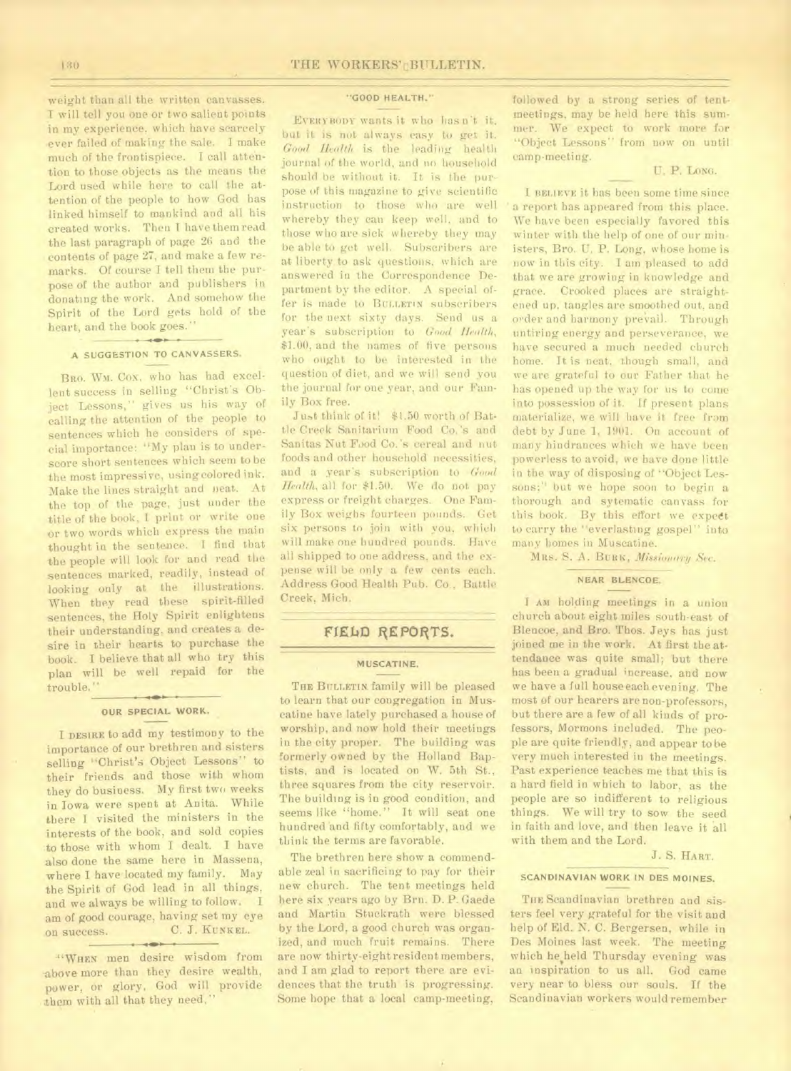weight than all the written canvasses. I will tell you one or two salient points in my experience, which have scarcely ever failed of making the sale. I make much of the frontispiece. I call attention to those objects as the means the Lord used while here to call the attention of the people to how God has linked himself to mankind and all his created works. Then I have them read the last paragraph of page 26 and the contents of page 27, and make a few remarks. Of course I tell them the purpose of the author and publishers in donating the work. And somehow the Spirit of the Lord gets hold of the heart, and the book goes."

### A SUGGESTION TO CANVASSERS.

BRO. WM. COX, who has had excellent success in selling "Christ's Object Lessons," gives us his way of calling the attention of the people to sentences which he considers of special importance: "My plan is to underscore short sentences which seem to be the most impressive, using colored ink. Make the lines straight and neat. At the top of the page, just under the title of the book, I print or write one or two words which express the main thought in the sentence. I find that the people will look for and read the sentences marked, readily, instead of looking only at the illustrations. When they read these spirit-filled sentences, the Holy Spirit enlightens their understanding, and creates a desire in their hearts to purchase the book. I believe that all who try this plan will be well repaid for the trouble."

### OUR SPECIAL WORK.

I DESIRE to add my testimony to the importance of our brethren and sisters selling "Christ's Object Lessons" to their friends and those with whom they do business. My first two weeks in Iowa were spent at Anita. While there I visited the ministers in the interests of the book, and sold copies to those with whom I dealt. I have also done the same here in Massena, where I have located my family. May the Spirit of God lead in all things, and we always be willing to follow. I am of good courage, having set my eye on success.

C. J. KUNKEL.

"WHEN men desire wisdom from above more than they desire wealth, power, or glory, God will provide them with all that they need."

### "GOOD HEALTH."

EVERYBODY wants it who hasn't it, but it is not always easy to get it. *Good Health* is the leading health journal of the world, and no household should be without it. It is the purpose of this magazine to give scientific instruction to those who are well whereby they can keep well, and to those who are sick whereby they may be able to get well. Subscribers are at liberty to ask questions, which are answered in the Correspondence Department by the editor. A special offer is made to BULLETIN subscribers for the next sixty days. Send us a year's subscription to *Good Health*, $1.00, and the names of five persons who ought to be interested in the question of diet, and we will send you the journal for one year, and our Family Box free.

Just think of it! $1.50 worth of Battle Creek Sanitarium Food Co.'s and Sanitas Nut Food Co.'s cereal and nut foods and other household necessities, and a year's subscription to *Good Health*, all for $1.50. We do not pay express or freight charges. One Family Box weighs fourteen pounds. Get six persons to join with you, which will make one hundred pounds. Have all shipped to one address, and the expense will be only a few cents each. Address Good Health Pub. Co., Battle Creek, Mich.

## FIELD REPORTS.

### MUSCATINE.

THE BULLETIN family will be pleased to learn that our congregation in Muscatine have lately purchased a house of worship, and now hold their meetings in the city proper. The building was formerly owned by the Holland Baptists, and is located on W. 5th St., three squares from the city reservoir. The building is in good condition, and seems like "home." It will seat one hundred and fifty comfortably, and we think the terms are favorable.

The brethren here show a commendable zeal in sacrificing to pay for their new church. The tent meetings held here six years ago by Brn. D. P. Gaede and Martin Stuckrath were blessed by the Lord, a good church was organized, and much fruit remains. There are now thirty-eight resident members, and I am glad to report there are evidences that the truth is progressing. Some hope that a local camp-meeting, followed by a strong series of tent-meetings, may be held here this summer. We expect to work more for "Object Lessons" from now on until camp-meeting.

U. P. LONG.

I BELIEVE it has been some time since a report has appeared from this place. We have been especially favored this winter with the help of one of our ministers, Bro. U. P. Long, whose home is now in this city. I am pleased to add that we are growing in knowledge and grace. Crooked places are straightened up, tangles are smoothed out, and order and harmony prevail. Through untiring energy and perseverance, we have secured a much needed church home. It is neat, though small, and we are grateful to our Father that he has opened up the way for us to come into possession of it. If present plans materialize, we will have it free from debt by June 1, 1901. On account of many hindrances which we have been powerless to avoid, we have done little in the way of disposing of "Object Lessons;" but we hope soon to begin a thorough and sytematic canvass for this book. By this effort we expect to carry the "everlasting gospel" into many homes in Muscatine.

MRS. S. A. BURK, *Missionary Sec.*

### NEAR BLENCOE.

I AM holding meetings in a union church about eight miles south-east of Blencoe, and Bro. Thos. Jeys has just joined me in the work. At first the attendance was quite small; but there has been a gradual increase, and now we have a full house each evening. The most of our hearers are non-professors, but there are a few of all kinds of professors, Mormons included. The people are quite friendly, and appear to be very much interested in the meetings. Past experience teaches me that this is a hard field in which to labor, as the people are so indifferent to religious things. We will try to sow the seed in faith and love, and then leave it all with them and the Lord.

J. S. HART.

### SCANDINAVIAN WORK IN DES MOINES.

THE Scandinavian brethren and sisters feel very grateful for the visit and help of Eld. N. C. Bergersen, while in Des Moines last week. The meeting which he held Thursday evening was an inspiration to us all. God came very near to bless our souls. If the Scandinavian workers would remember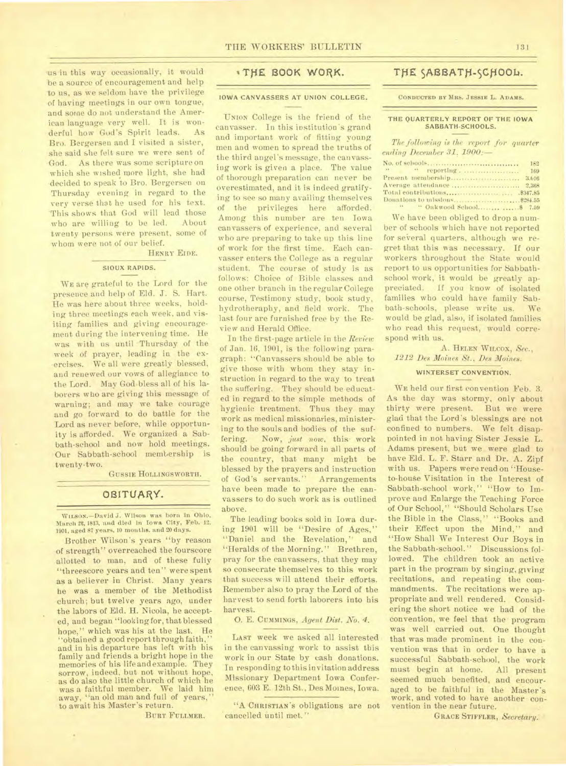us in this way occasionally, it would be a source of encouragement and help to us, as we seldom have the privilege of having meetings in our own tongue, and some do not understand the American language very well. It is wonderful how God's Spirit leads. As Bro. Bergersen and I visited a sister, she said she felt sure we were sent of God. As there was some scripture on which she wished more light, she had decided to speak to Bro. Bergersen on Thursday evening in regard to the very verse that he used for his text. This shows that God will lead those who are willing to be led. About twenty persons were present, some of whom were not of our belief.

HENRY EIDE.

### SIOUX RAPIDS.

WE are grateful to the Lord for the presence and help of Eld. J. S. Hart. He was here about three weeks, holding three meetings each week, and visiting families and giving encouragement during the intervening time. He was with us until Thursday of the week of prayer, leading in the exercises. We all were greatly blessed, and renewed our vows of allegiance to the Lord. May God bless all of his laborers who are giving this message of warning; and may we take courage and go forward to do battle for the Lord as never before, while opportunity is afforded. We organized a Sabbath-school and now hold meetings. Our Sabbath-school membership is twenty-two.

GUSSIE HOLLINGSWORTH.

## OBITUARY.

WILSON.—David J. Wilson was born in Ohio, March 22, 1813, and died in Iowa City, Feb. 12, 1901, aged 87 years, 10 months, and 20 days.

Brother Wilson's years "by reason of strength" overreached the fourscore allotted to man, and of these fully "threescore years and ten" were spent as a believer in Christ. Many years he was a member of the Methodist church; but twelve years ago, under the labors of Eld. H. Nicola, he accepted, and began "looking for, that blessed hope," which was his at the last. He "obtained a good report through faith," and in his departure has left with his family and friends a bright hope in the memories of his life and example. They sorrow, indeed, but not without hope, as do also the little church of which he was a faithful member. We laid him away, "an old man and full of years," to await his Master's return.

BURT FULLMER.

## THE BOOK WORK.

### IOWA CANVASSERS AT UNION COLLEGE.

UNION College is the friend of the canvasser. In this institution's grand and important work of fitting young men and women to spread the truths of the third angel's message, the canvassing work is given a place. The value of thorough preparation can never be overestimated, and it is indeed gratifying to see so many availing themselves of the privileges here afforded. Among this number are ten Iowa canvassers of experience, and several who are preparing to take up this line of work for the first time. Each canvasser enters the College as a regular student. The course of study is as follows: Choice of Bible classes and one other branch in the regular College course, Testimony study, book study, hydrotheraphy, and field work. The last four are furnished free by the Review and Herald Office.

In the first-page article in the *Review* of Jan. 16, 1901, is the following paragraph: "Canvassers should be able to give those with whom they stay instruction in regard to the way to treat the suffering. They should be educated in regard to the simple methods of hygienic treatment. Thus they may work as medical missionaries, ministering to the souls and bodies of the suffering. Now, *just now*, this work should be going forward in all parts of the country, that many might be blessed by the prayers and instruction of God's servants." Arrangements have been made to prepare the canvassers to do such work as is outlined above.

The leading books sold in Iowa during 1901 will be "Desire of Ages," "Daniel and the Revelation," and "Heralds of the Morning." Brethren, pray for the canvassers, that they may so consecrate themselves to this work that success will attend their efforts. Remember also to pray the Lord of the harvest to send forth laborers into his harvest.

O. E. CUMMINGS, *Agent Dist. No. 4.*

LAST week we asked all interested in the canvassing work to assist this work in our State by cash donations. In responding to this invitation address Missionary Department Iowa Conference, 603 E. 12th St., Des Moines, Iowa.

"A CHRISTIAN'S obligations are not cancelled until met."

## THE SABBATH-SCHOOL.

CONDUCTED BY MRS. JESSIE L. ADAMS.

### THE QUARTERLY REPORT OF THE IOWA SABBATH-SCHOOLS.

*The following is the report for quarter ending December 31, 1900:—*

| | |
|---|---|
| No. of schools | 182 |
| " " reporting | 169 |
| Present membership | 3,016 |
| Average attendance | 2,368 |
| Total contributions | $347.85 |
| Donations to missions | $284.55 |
| " " Oakwood School | $ 7.59 |

We have been obliged to drop a number of schools which have not reported for several quarters, although we regret that this was necessary. If our workers throughout the State would report to us opportunities for Sabbath-school work, it would be greatly appreciated. If you know of isolated families who could have family Sabbath-schools, please write us. We would be glad, also, if isolated families who read this request, would correspond with us.

A. HELEN WILCOX, *Sec.*,
*1212 Des Moines St., Des Moines.*

### WINTERSET CONVENTION.

WE held our first convention Feb. 3. As the day was stormy, only about thirty were present. But we were glad that the Lord's blessings are not confined to numbers. We felt disappointed in not having Sister Jessie L. Adams present, but we were glad to have Eld. L. F. Starr and Dr. A. Zipf with us. Papers were read on "House-to-house Visitation in the Interest of Sabbath-school work," "How to Improve and Enlarge the Teaching Force of Our School," "Should Scholars Use the Bible in the Class," "Books and their Effect upon the Mind," and "How Shall We Interest Our Boys in the Sabbath-school." Discussions followed. The children took an active part in the program by singing, giving recitations, and repeating the commandments. The recitations were appropriate and well rendered. Considering the short notice we had of the convention, we feel that the program was well carried out. One thought that was made prominent in the convention was that in order to have a successful Sabbath-school, the work must begin at home. All present seemed much benefited, and encouraged to be faithful in the Master's work, and voted to have another convention in the near future.

GRACE STIFFLER, *Secretary.*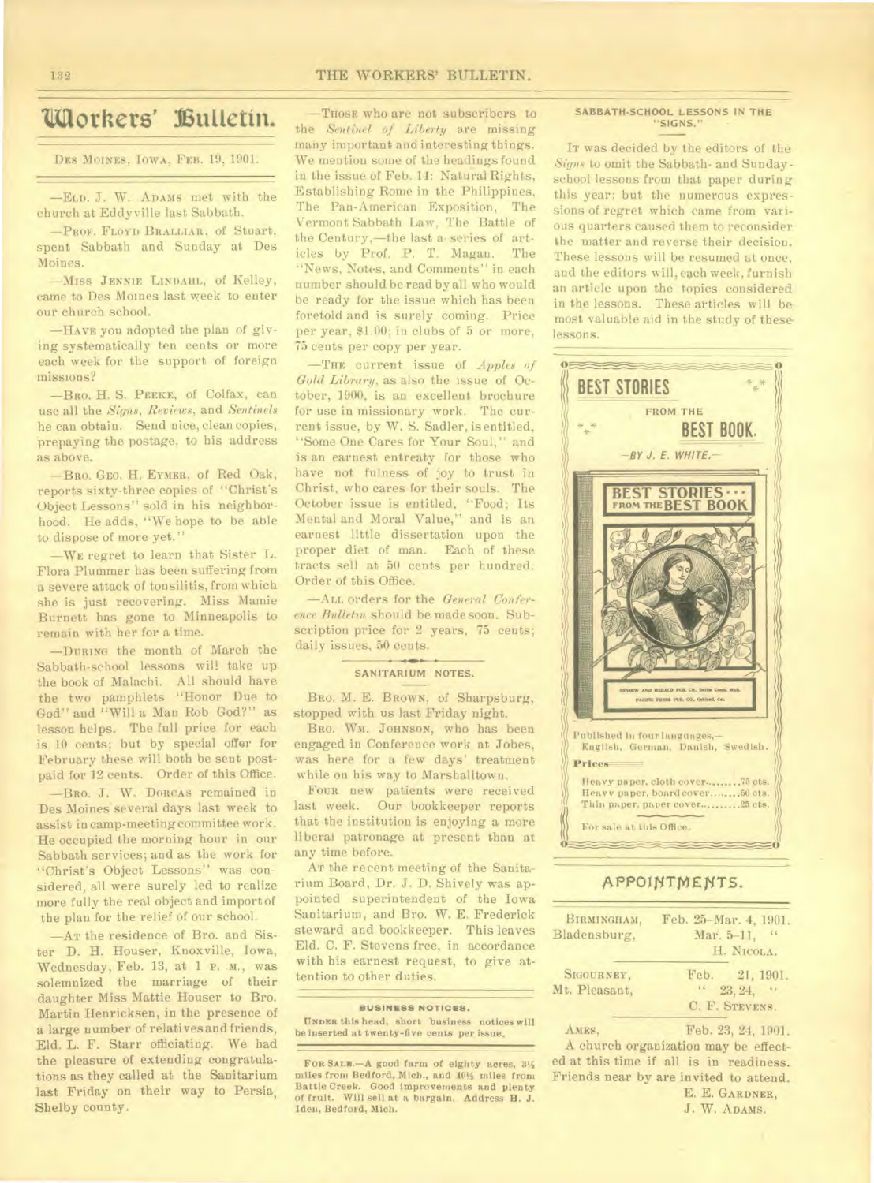# Workers' Bulletin.

DES MOINES, IOWA, FEB. 19, 1901.

—ELD. J. W. ADAMS met with the church at Eddyville last Sabbath.

—PROF. FLOYD BRALLIAR, of Stuart, spent Sabbath and Sunday at Des Moines.

—MISS JENNIE LINDAHL, of Kelley, came to Des Moines last week to enter our church school.

—HAVE you adopted the plan of giving systematically ten cents or more each week for the support of foreign missions?

—BRO. H. S. PREKE, of Colfax, can use all the *Signs*, *Reviews*, and *Sentinels* he can obtain. Send nice, clean copies, prepaying the postage, to his address as above.

—BRO. GEO. H. EYMER, of Red Oak, reports sixty-three copies of "Christ's Object Lessons" sold in his neighborhood. He adds, "We hope to be able to dispose of more yet."

—WE regret to learn that Sister L. Flora Plummer has been suffering from a severe attack of tonsilitis, from which she is just recovering. Miss Mamie Burnett has gone to Minneapolis to remain with her for a time.

—DURING the month of March the Sabbath-school lessons will take up the book of Malachi. All should have the two pamphlets "Honor Due to God" and "Will a Man Rob God?" as lesson helps. The full price for each is 10 cents; but by special offer for February these will both be sent postpaid for 12 cents. Order of this Office.

—BRO. J. W. DORCAS remained in Des Moines several days last week to assist in camp-meeting committee work. He occupied the morning hour in our Sabbath services; and as the work for "Christ's Object Lessons" was considered, all were surely led to realize more fully the real object and import of the plan for the relief of our school.

—AT the residence of Bro. and Sister D. H. Houser, Knoxville, Iowa, Wednesday, Feb. 13, at 1 P. M., was solemnized the marriage of their daughter Miss Mattie Houser to Bro. Martin Henricksen, in the presence of a large number of relatives and friends, Eld. L. F. Starr officiating. We had the pleasure of extending congratulations as they called at the Sanitarium last Friday on their way to Persia, Shelby county.

—THOSE who are not subscribers to the *Sentinel of Liberty* are missing many important and interesting things. We mention some of the headings found in the issue of Feb. 14: Natural Rights, Establishing Rome in the Philippines, The Pan-American Exposition, The Vermont Sabbath Law, The Battle of the Century,—the last a series of articles by Prof. P. T. Magan. The "News, Notes, and Comments" in each number should be read by all who would be ready for the issue which has been foretold and is surely coming. Price per year, $1.00; in clubs of 5 or more, 75 cents per copy per year.

—THE current issue of *Apples of Gold Library*, as also the issue of October, 1900, is an excellent brochure for use in missionary work. The current issue, by W. S. Sadler, is entitled, "Some One Cares for Your Soul," and is an earnest entreaty for those who have not fulness of joy to trust in Christ, who cares for their souls. The October issue is entitled, "Food: Its Mental and Moral Value," and is an earnest little dissertation upon the proper diet of man. Each of these tracts sell at 50 cents per hundred. Order of this Office.

—ALL orders for the *General Conference Bulletin* should be made soon. Subscription price for 2 years, 75 cents; daily issues, 50 cents.

### SANITARIUM NOTES.

BRO. M. E. BROWN, of Sharpsburg, stopped with us last Friday night.

BRO. WM. JOHNSON, who has been engaged in Conference work at Jobes, was here for a few days' treatment while on his way to Marshalltown.

FOUR new patients were received last week. Our bookkeeper reports that the institution is enjoying a more liberal patronage at present than at any time before.

AT the recent meeting of the Sanitarium Board, Dr. J. D. Shively was appointed superintendent of the Iowa Sanitarium, and Bro. W. E. Frederick steward and bookkeeper. This leaves Eld. C. F. Stevens free, in accordance with his earnest request, to give attention to other duties.

### BUSINESS NOTICES.

UNDER this head, short business notices will be inserted at twenty-five cents per issue.

FOR SALE.—A good farm of eighty acres, 3½ miles from Bedford, Mich., and 10½ miles from Battle Creek. Good improvements and plenty of fruit. Will sell at a bargain. Address H. J. Iden, Bedford, Mich.

### SABBATH-SCHOOL LESSONS IN THE "SIGNS."

IT was decided by the editors of the *Signs* to omit the Sabbath- and Sunday-school lessons from that paper during this year; but the numerous expressions of regret which came from various quarters caused them to reconsider the matter and reverse their decision. These lessons will be resumed at once, and the editors will, each week, furnish an article upon the topics considered in the lessons. These articles will be most valuable aid in the study of these lessons.

## BEST STORIES FROM THE BEST BOOK.

—BY J. E. WHITE.—

Published in four languages,—English, German, Danish, Swedish.

Prices

Heavy paper, cloth cover.........75 cts.
Heavy paper, board cover.........50 cts.
Thin paper, paper cover.........25 cts.

For sale at this Office.

## APPOINTMENTS.

| | |
|---|---|
| BIRMINGHAM, | Feb. 25–Mar. 4, 1901. |
| Bladensburg, | Mar. 5–11, " |
| | H. NICOLA. |

| | |
|---|---|
| SIGOURNEY, | Feb. 21, 1901. |
| Mt. Pleasant, | " 23, 24, " |
| | C. F. STEVENS. |

AMES, Feb. 23, 24, 1901.

A church organization may be effected at this time if all is in readiness. Friends near by are invited to attend.

E. E. GARDNER,
J. W. ADAMS.